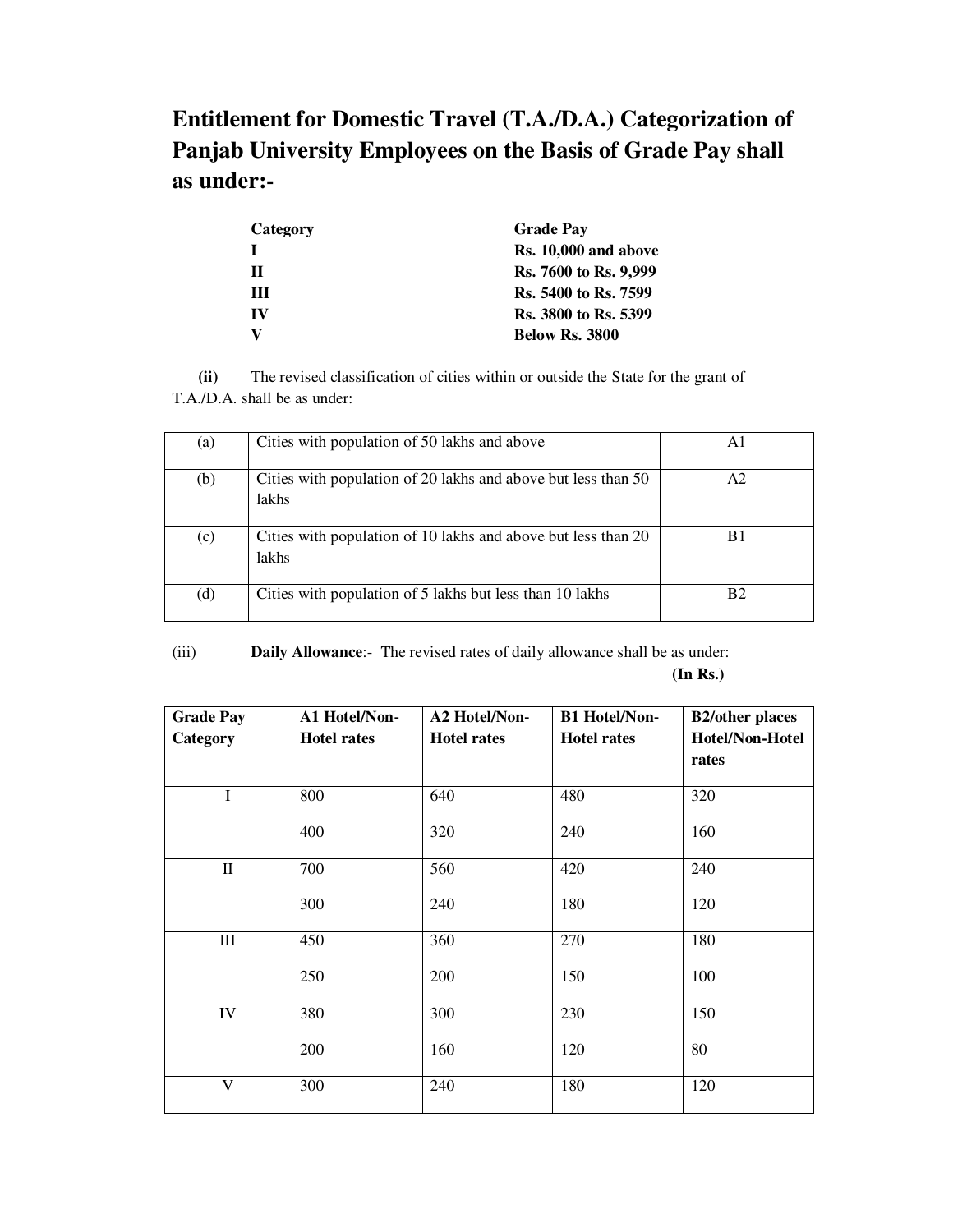# Entitlement for Domestic Travel (T.A./D.A.) Categorization of Panjab University Employees on the Basis of Grade Pay shall as under:-

| Category | Grade Pay |
|---|---|
| **I** | **Rs. 10,000 and above** |
| **II** | **Rs. 7600 to Rs. 9,999** |
| **III** | **Rs. 5400 to Rs. 7599** |
| **IV** | **Rs. 3800 to Rs. 5399** |
| **V** | **Below Rs. 3800** |

**(ii)** The revised classification of cities within or outside the State for the grant of T.A./D.A. shall be as under:

| | | |
|---|---|---|
| (a) | Cities with population of 50 lakhs and above | A1 |
| (b) | Cities with population of 20 lakhs and above but less than 50 lakhs | A2 |
| (c) | Cities with population of 10 lakhs and above but less than 20 lakhs | B1 |
| (d) | Cities with population of 5 lakhs but less than 10 lakhs | B2 |

(iii) **Daily Allowance**:- The revised rates of daily allowance shall be as under:

**(In Rs.)**

| Grade Pay Category | A1 Hotel/Non-Hotel rates | A2 Hotel/Non-Hotel rates | B1 Hotel/Non-Hotel rates | B2/other places Hotel/Non-Hotel rates |
|---|---|---|---|---|
| I | 800<br>400 | 640<br>320 | 480<br>240 | 320<br>160 |
| II | 700<br>300 | 560<br>240 | 420<br>180 | 240<br>120 |
| III | 450<br>250 | 360<br>200 | 270<br>150 | 180<br>100 |
| IV | 380<br>200 | 300<br>160 | 230<br>120 | 150<br>80 |
| V | 300 | 240 | 180 | 120 |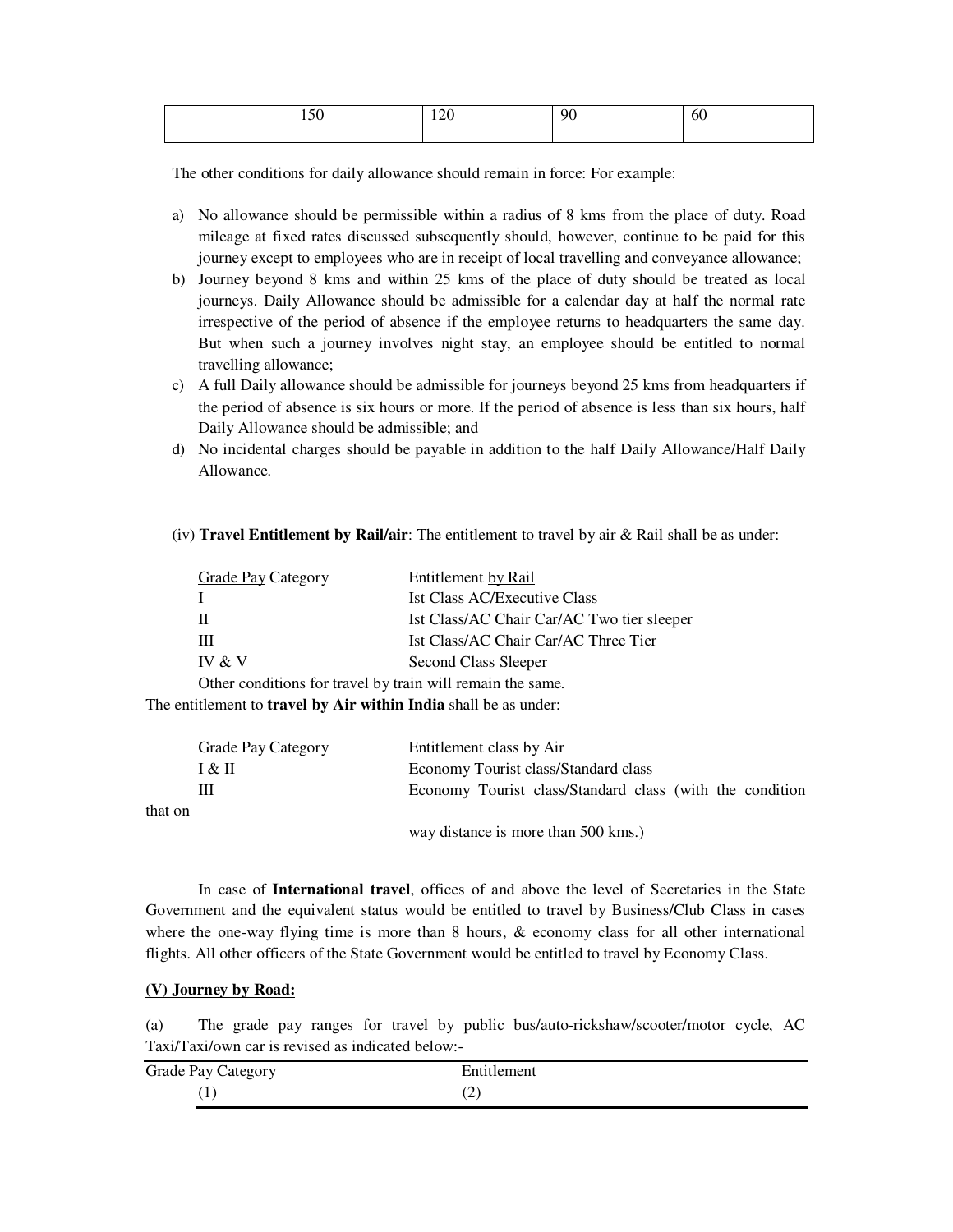| | 150 | 120 | 90 | 60 |
|---|---|---|---|---|

The other conditions for daily allowance should remain in force: For example:

a) No allowance should be permissible within a radius of 8 kms from the place of duty. Road mileage at fixed rates discussed subsequently should, however, continue to be paid for this journey except to employees who are in receipt of local travelling and conveyance allowance;
b) Journey beyond 8 kms and within 25 kms of the place of duty should be treated as local journeys. Daily Allowance should be admissible for a calendar day at half the normal rate irrespective of the period of absence if the employee returns to headquarters the same day. But when such a journey involves night stay, an employee should be entitled to normal travelling allowance;
c) A full Daily allowance should be admissible for journeys beyond 25 kms from headquarters if the period of absence is six hours or more. If the period of absence is less than six hours, half Daily Allowance should be admissible; and
d) No incidental charges should be payable in addition to the half Daily Allowance/Half Daily Allowance.

(iv) **Travel Entitlement by Rail/air**: The entitlement to travel by air & Rail shall be as under:

| Grade Pay Category | Entitlement by Rail |
|---|---|
| I | Ist Class AC/Executive Class |
| II | Ist Class/AC Chair Car/AC Two tier sleeper |
| III | Ist Class/AC Chair Car/AC Three Tier |
| IV & V | Second Class Sleeper |

Other conditions for travel by train will remain the same.

The entitlement to **travel by Air within India** shall be as under:

| Grade Pay Category | Entitlement class by Air |
|---|---|
| I & II | Economy Tourist class/Standard class |
| III | Economy Tourist class/Standard class (with the condition that on way distance is more than 500 kms.) |

In case of **International travel**, offices of and above the level of Secretaries in the State Government and the equivalent status would be entitled to travel by Business/Club Class in cases where the one-way flying time is more than 8 hours, & economy class for all other international flights. All other officers of the State Government would be entitled to travel by Economy Class.

**(V) Journey by Road:**

(a) The grade pay ranges for travel by public bus/auto-rickshaw/scooter/motor cycle, AC Taxi/Taxi/own car is revised as indicated below:-

| Grade Pay Category | Entitlement |
|---|---|
| (1) | (2) |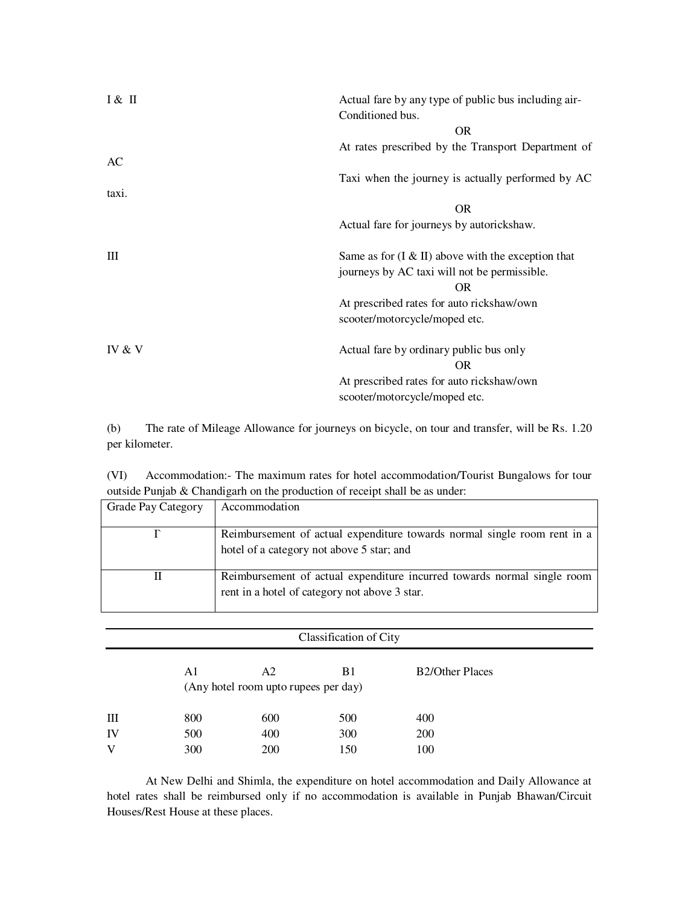| | |
|---|---|
| I & II | Actual fare by any type of public bus including air-Conditioned bus. <br> OR <br> At rates prescribed by the Transport Department of AC Taxi when the journey is actually performed by AC taxi. <br> OR <br> Actual fare for journeys by autorickshaw. |
| III | Same as for (I & II) above with the exception that journeys by AC taxi will not be permissible. <br> OR <br> At prescribed rates for auto rickshaw/own scooter/motorcycle/moped etc. |
| IV & V | Actual fare by ordinary public bus only <br> OR <br> At prescribed rates for auto rickshaw/own scooter/motorcycle/moped etc. |

(b) The rate of Mileage Allowance for journeys on bicycle, on tour and transfer, will be Rs. 1.20 per kilometer.

(VI) Accommodation:- The maximum rates for hotel accommodation/Tourist Bungalows for tour outside Punjab & Chandigarh on the production of receipt shall be as under:

| Grade Pay Category | Accommodation |
|---|---|
| I` | Reimbursement of actual expenditure towards normal single room rent in a hotel of a category not above 5 star; and |
| II | Reimbursement of actual expenditure incurred towards normal single room rent in a hotel of category not above 3 star. |

| | Classification of City | | | |
|---|---|---|---|---|
| | A1 | A2 | B1 | B2/Other Places |
| | (Any hotel room upto rupees per day) | | | |
| III | 800 | 600 | 500 | 400 |
| IV | 500 | 400 | 300 | 200 |
| V | 300 | 200 | 150 | 100 |

At New Delhi and Shimla, the expenditure on hotel accommodation and Daily Allowance at hotel rates shall be reimbursed only if no accommodation is available in Punjab Bhawan/Circuit Houses/Rest House at these places.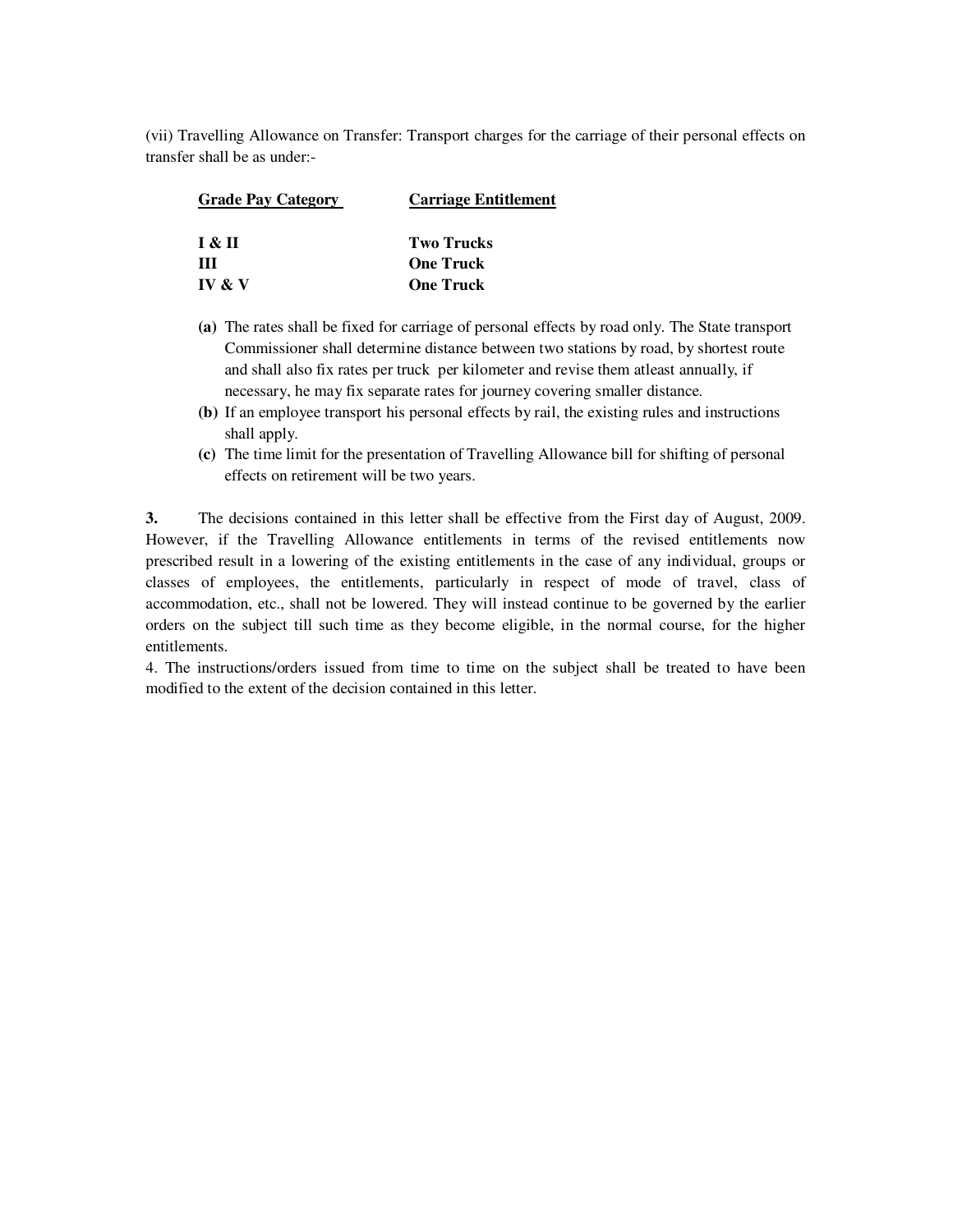(vii) Travelling Allowance on Transfer: Transport charges for the carriage of their personal effects on transfer shall be as under:-

| Grade Pay Category | Carriage Entitlement |
|---|---|
| **I & II** | **Two Trucks** |
| **III** | **One Truck** |
| **IV & V** | **One Truck** |

**(a)** The rates shall be fixed for carriage of personal effects by road only. The State transport Commissioner shall determine distance between two stations by road, by shortest route and shall also fix rates per truck per kilometer and revise them atleast annually, if necessary, he may fix separate rates for journey covering smaller distance.

**(b)** If an employee transport his personal effects by rail, the existing rules and instructions shall apply.

**(c)** The time limit for the presentation of Travelling Allowance bill for shifting of personal effects on retirement will be two years.

**3.** The decisions contained in this letter shall be effective from the First day of August, 2009. However, if the Travelling Allowance entitlements in terms of the revised entitlements now prescribed result in a lowering of the existing entitlements in the case of any individual, groups or classes of employees, the entitlements, particularly in respect of mode of travel, class of accommodation, etc., shall not be lowered. They will instead continue to be governed by the earlier orders on the subject till such time as they become eligible, in the normal course, for the higher entitlements.

4. The instructions/orders issued from time to time on the subject shall be treated to have been modified to the extent of the decision contained in this letter.